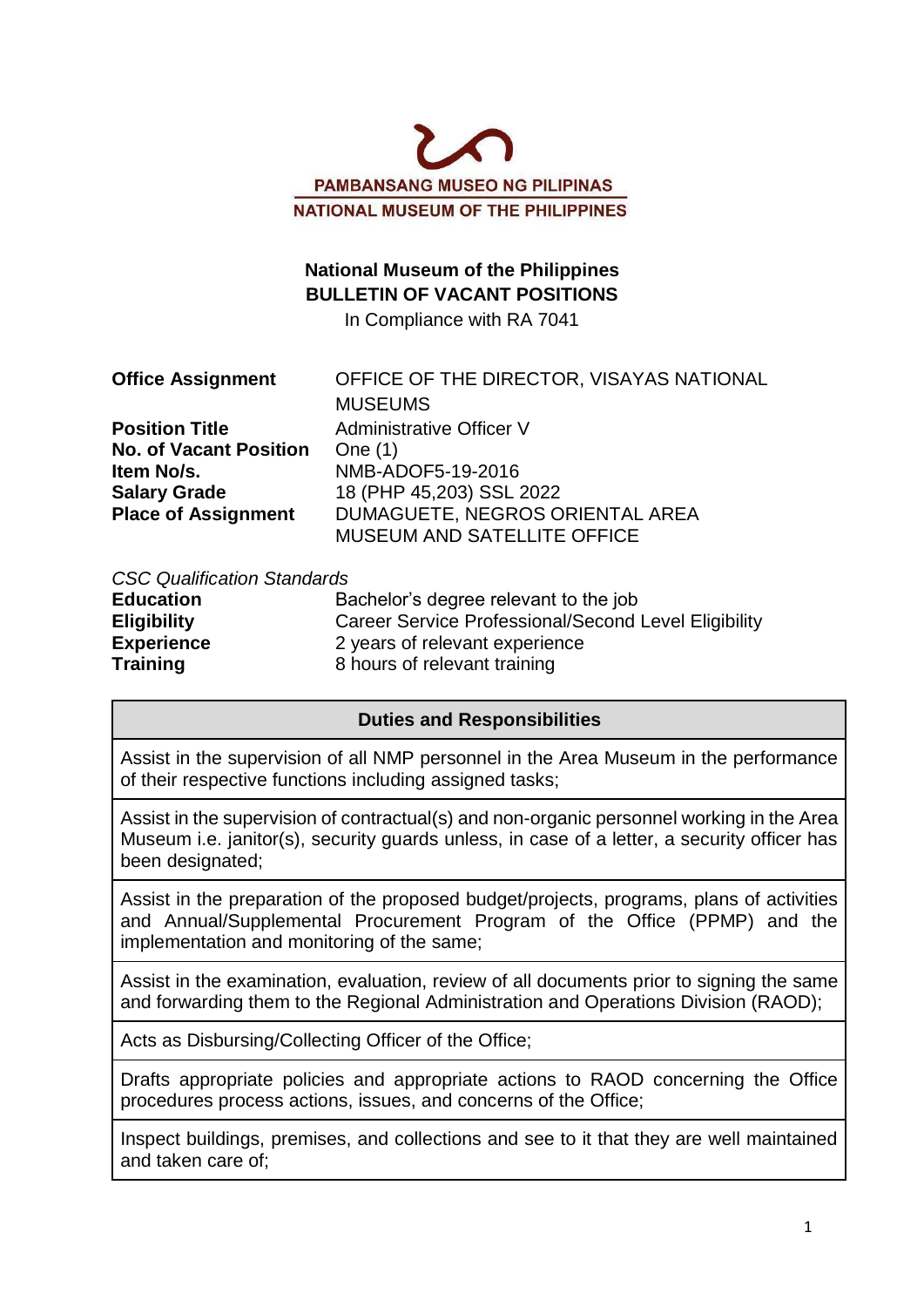PAMBANSANG MUSEO NG PILIPINAS

NATIONAL MUSEUM OF THE PHILIPPINES

**National Museum of the Philippines**

**BULLETIN OF VACANT POSITIONS**

In Compliance with RA 7041

| | |
|---|---|
| **Office Assignment** | OFFICE OF THE DIRECTOR, VISAYAS NATIONAL MUSEUMS |
| **Position Title** | Administrative Officer V |
| **No. of Vacant Position** | One (1) |
| **Item No/s.** | NMB-ADOF5-19-2016 |
| **Salary Grade** | 18 (PHP 45,203) SSL 2022 |
| **Place of Assignment** | DUMAGUETE, NEGROS ORIENTAL AREA MUSEUM AND SATELLITE OFFICE |

*CSC Qualification Standards*

| | |
|---|---|
| **Education** | Bachelor's degree relevant to the job |
| **Eligibility** | Career Service Professional/Second Level Eligibility |
| **Experience** | 2 years of relevant experience |
| **Training** | 8 hours of relevant training |

| **Duties and Responsibilities** |
|---|
| Assist in the supervision of all NMP personnel in the Area Museum in the performance of their respective functions including assigned tasks; |
| Assist in the supervision of contractual(s) and non-organic personnel working in the Area Museum i.e. janitor(s), security guards unless, in case of a letter, a security officer has been designated; |
| Assist in the preparation of the proposed budget/projects, programs, plans of activities and Annual/Supplemental Procurement Program of the Office (PPMP) and the implementation and monitoring of the same; |
| Assist in the examination, evaluation, review of all documents prior to signing the same and forwarding them to the Regional Administration and Operations Division (RAOD); |
| Acts as Disbursing/Collecting Officer of the Office; |
| Drafts appropriate policies and appropriate actions to RAOD concerning the Office procedures process actions, issues, and concerns of the Office; |
| Inspect buildings, premises, and collections and see to it that they are well maintained and taken care of; |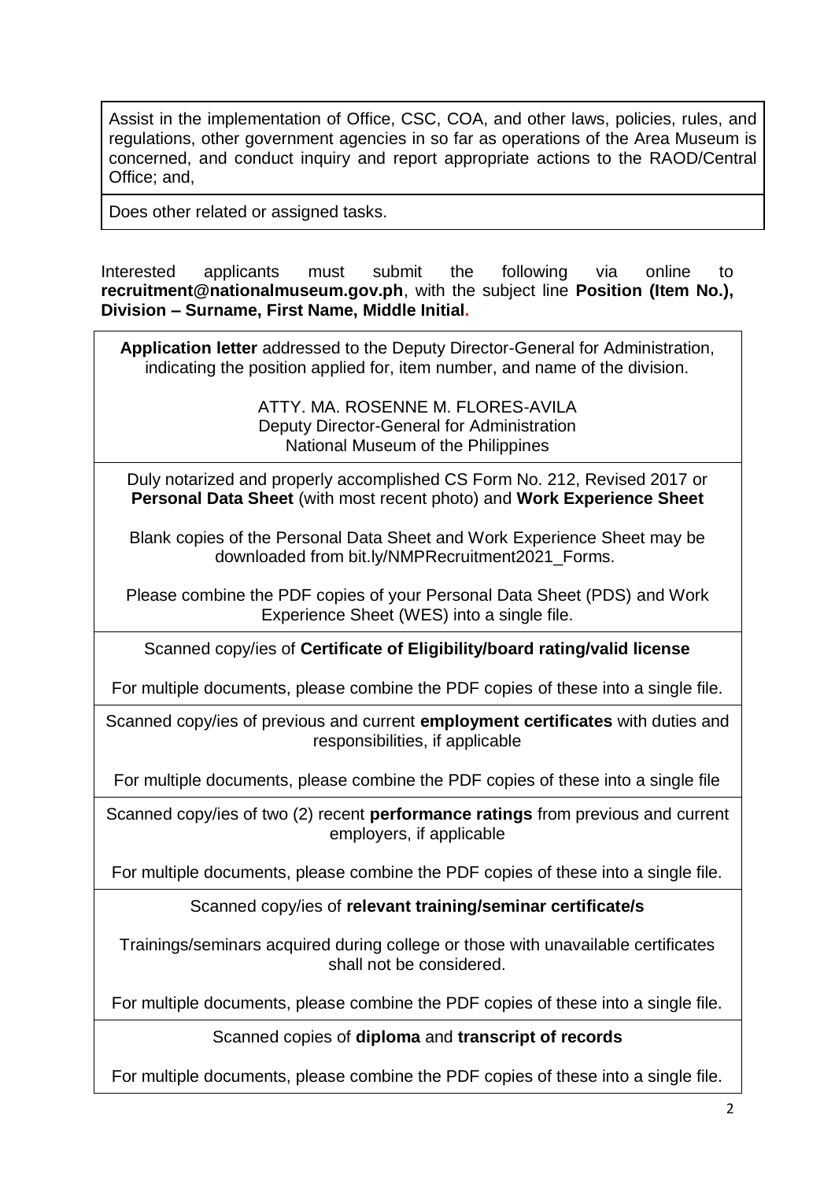| Assist in the implementation of Office, CSC, COA, and other laws, policies, rules, and regulations, other government agencies in so far as operations of the Area Museum is concerned, and conduct inquiry and report appropriate actions to the RAOD/Central Office; and, |
|---|
| Does other related or assigned tasks. |

Interested applicants must submit the following via online to **recruitment@nationalmuseum.gov.ph**, with the subject line **Position (Item No.), Division – Surname, First Name, Middle Initial.**

| **Application letter** addressed to the Deputy Director-General for Administration, indicating the position applied for, item number, and name of the division.<br><br>ATTY. MA. ROSENNE M. FLORES-AVILA<br>Deputy Director-General for Administration<br>National Museum of the Philippines |
|---|
| Duly notarized and properly accomplished CS Form No. 212, Revised 2017 or **Personal Data Sheet** (with most recent photo) and **Work Experience Sheet**<br><br>Blank copies of the Personal Data Sheet and Work Experience Sheet may be downloaded from bit.ly/NMPRecruitment2021_Forms.<br><br>Please combine the PDF copies of your Personal Data Sheet (PDS) and Work Experience Sheet (WES) into a single file. |
| Scanned copy/ies of **Certificate of Eligibility/board rating/valid license**<br><br>For multiple documents, please combine the PDF copies of these into a single file. |
| Scanned copy/ies of previous and current **employment certificates** with duties and responsibilities, if applicable<br><br>For multiple documents, please combine the PDF copies of these into a single file |
| Scanned copy/ies of two (2) recent **performance ratings** from previous and current employers, if applicable<br><br>For multiple documents, please combine the PDF copies of these into a single file. |
| Scanned copy/ies of **relevant training/seminar certificate/s**<br><br>Trainings/seminars acquired during college or those with unavailable certificates shall not be considered.<br><br>For multiple documents, please combine the PDF copies of these into a single file. |
| Scanned copies of **diploma** and **transcript of records**<br><br>For multiple documents, please combine the PDF copies of these into a single file. |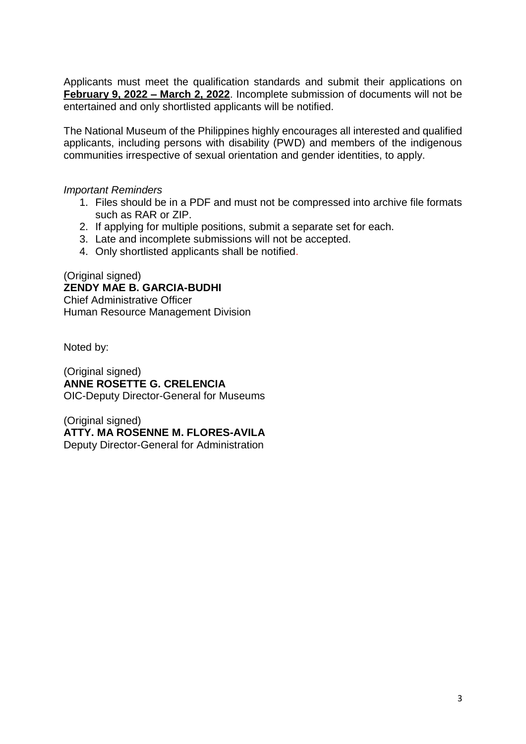Applicants must meet the qualification standards and submit their applications on **February 9, 2022 – March 2, 2022**. Incomplete submission of documents will not be entertained and only shortlisted applicants will be notified.

The National Museum of the Philippines highly encourages all interested and qualified applicants, including persons with disability (PWD) and members of the indigenous communities irrespective of sexual orientation and gender identities, to apply.

*Important Reminders*

1. Files should be in a PDF and must not be compressed into archive file formats such as RAR or ZIP.
2. If applying for multiple positions, submit a separate set for each.
3. Late and incomplete submissions will not be accepted.
4. Only shortlisted applicants shall be notified.

(Original signed)
**ZENDY MAE B. GARCIA-BUDHI**
Chief Administrative Officer
Human Resource Management Division

Noted by:

(Original signed)
**ANNE ROSETTE G. CRELENCIA**
OIC-Deputy Director-General for Museums

(Original signed)
**ATTY. MA ROSENNE M. FLORES-AVILA**
Deputy Director-General for Administration